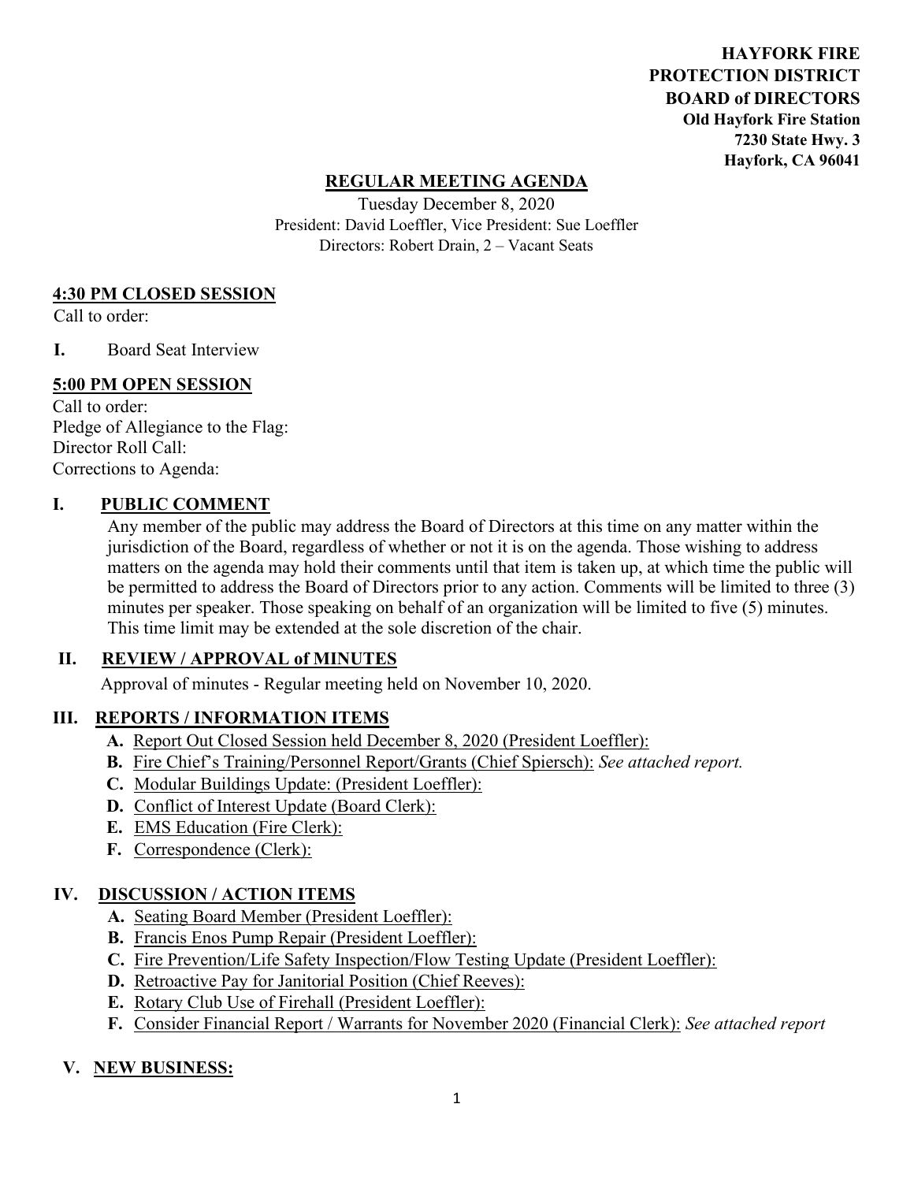**HAYFORK FIRE PROTECTION DISTRICT BOARD of DIRECTORS**
**Old Hayfork Fire Station**
**7230 State Hwy. 3**
**Hayfork, CA 96041**

# REGULAR MEETING AGENDA

Tuesday December 8, 2020
President: David Loeffler, Vice President: Sue Loeffler
Directors: Robert Drain, 2 – Vacant Seats

## 4:30 PM CLOSED SESSION

Call to order:

**I.** Board Seat Interview

## 5:00 PM OPEN SESSION

Call to order:
Pledge of Allegiance to the Flag:
Director Roll Call:
Corrections to Agenda:

## I. PUBLIC COMMENT

Any member of the public may address the Board of Directors at this time on any matter within the jurisdiction of the Board, regardless of whether or not it is on the agenda. Those wishing to address matters on the agenda may hold their comments until that item is taken up, at which time the public will be permitted to address the Board of Directors prior to any action. Comments will be limited to three (3) minutes per speaker. Those speaking on behalf of an organization will be limited to five (5) minutes. This time limit may be extended at the sole discretion of the chair.

## II. REVIEW / APPROVAL of MINUTES

Approval of minutes - Regular meeting held on November 10, 2020.

## III. REPORTS / INFORMATION ITEMS

- **A.** Report Out Closed Session held December 8, 2020 (President Loeffler):
- **B.** Fire Chief's Training/Personnel Report/Grants (Chief Spiersch): *See attached report.*
- **C.** Modular Buildings Update: (President Loeffler):
- **D.** Conflict of Interest Update (Board Clerk):
- **E.** EMS Education (Fire Clerk):
- **F.** Correspondence (Clerk):

## IV. DISCUSSION / ACTION ITEMS

- **A.** Seating Board Member (President Loeffler):
- **B.** Francis Enos Pump Repair (President Loeffler):
- **C.** Fire Prevention/Life Safety Inspection/Flow Testing Update (President Loeffler):
- **D.** Retroactive Pay for Janitorial Position (Chief Reeves):
- **E.** Rotary Club Use of Firehall (President Loeffler):
- **F.** Consider Financial Report / Warrants for November 2020 (Financial Clerk): *See attached report*

## V. NEW BUSINESS: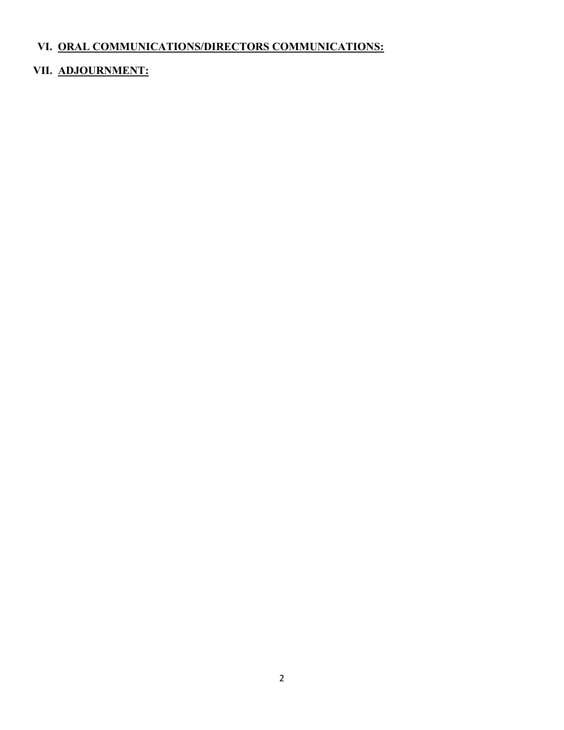## VI. ORAL COMMUNICATIONS/DIRECTORS COMMUNICATIONS:

## VII. ADJOURNMENT: